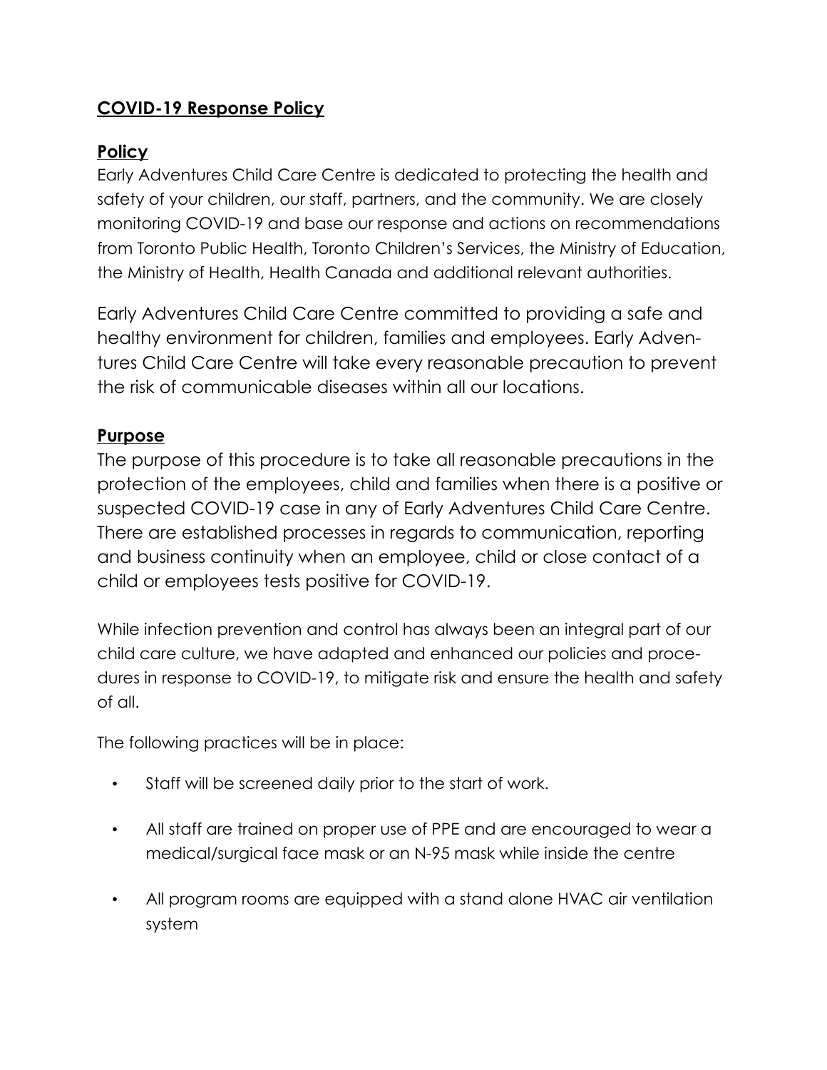# COVID-19 Response Policy

## Policy

Early Adventures Child Care Centre is dedicated to protecting the health and safety of your children, our staff, partners, and the community. We are closely monitoring COVID-19 and base our response and actions on recommendations from Toronto Public Health, Toronto Children's Services, the Ministry of Education, the Ministry of Health, Health Canada and additional relevant authorities.

Early Adventures Child Care Centre committed to providing a safe and healthy environment for children, families and employees. Early Adventures Child Care Centre will take every reasonable precaution to prevent the risk of communicable diseases within all our locations.

## Purpose

The purpose of this procedure is to take all reasonable precautions in the protection of the employees, child and families when there is a positive or suspected COVID-19 case in any of Early Adventures Child Care Centre. There are established processes in regards to communication, reporting and business continuity when an employee, child or close contact of a child or employees tests positive for COVID-19.

While infection prevention and control has always been an integral part of our child care culture, we have adapted and enhanced our policies and procedures in response to COVID-19, to mitigate risk and ensure the health and safety of all.

The following practices will be in place:

- Staff will be screened daily prior to the start of work.
- All staff are trained on proper use of PPE and are encouraged to wear a medical/surgical face mask or an N-95 mask while inside the centre
- All program rooms are equipped with a stand alone HVAC air ventilation system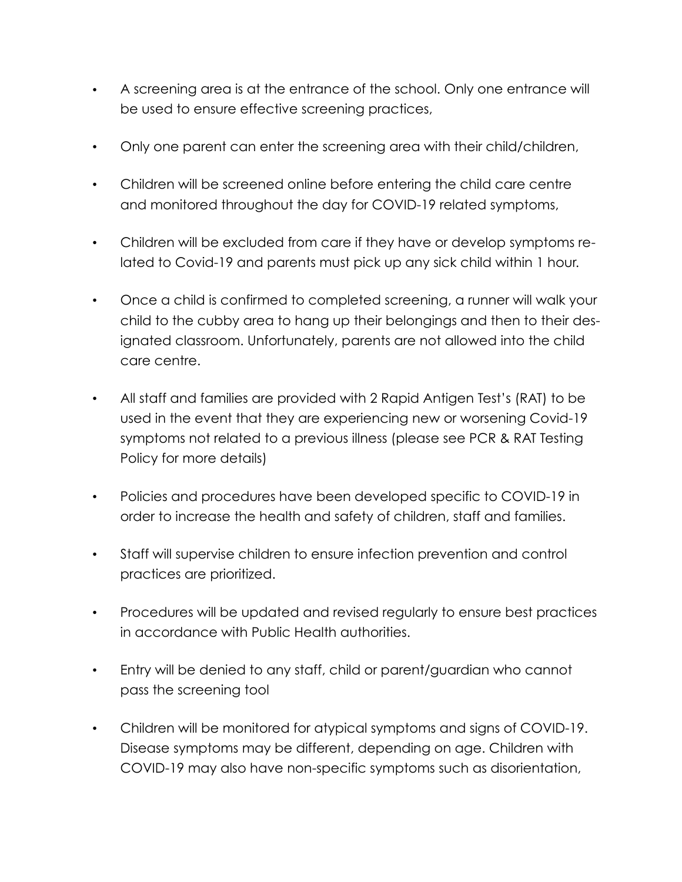- A screening area is at the entrance of the school. Only one entrance will be used to ensure effective screening practices,
- Only one parent can enter the screening area with their child/children,
- Children will be screened online before entering the child care centre and monitored throughout the day for COVID-19 related symptoms,
- Children will be excluded from care if they have or develop symptoms related to Covid-19 and parents must pick up any sick child within 1 hour.
- Once a child is confirmed to completed screening, a runner will walk your child to the cubby area to hang up their belongings and then to their designated classroom. Unfortunately, parents are not allowed into the child care centre.
- All staff and families are provided with 2 Rapid Antigen Test's (RAT) to be used in the event that they are experiencing new or worsening Covid-19 symptoms not related to a previous illness (please see PCR & RAT Testing Policy for more details)
- Policies and procedures have been developed specific to COVID-19 in order to increase the health and safety of children, staff and families.
- Staff will supervise children to ensure infection prevention and control practices are prioritized.
- Procedures will be updated and revised regularly to ensure best practices in accordance with Public Health authorities.
- Entry will be denied to any staff, child or parent/guardian who cannot pass the screening tool
- Children will be monitored for atypical symptoms and signs of COVID-19. Disease symptoms may be different, depending on age. Children with COVID-19 may also have non-specific symptoms such as disorientation,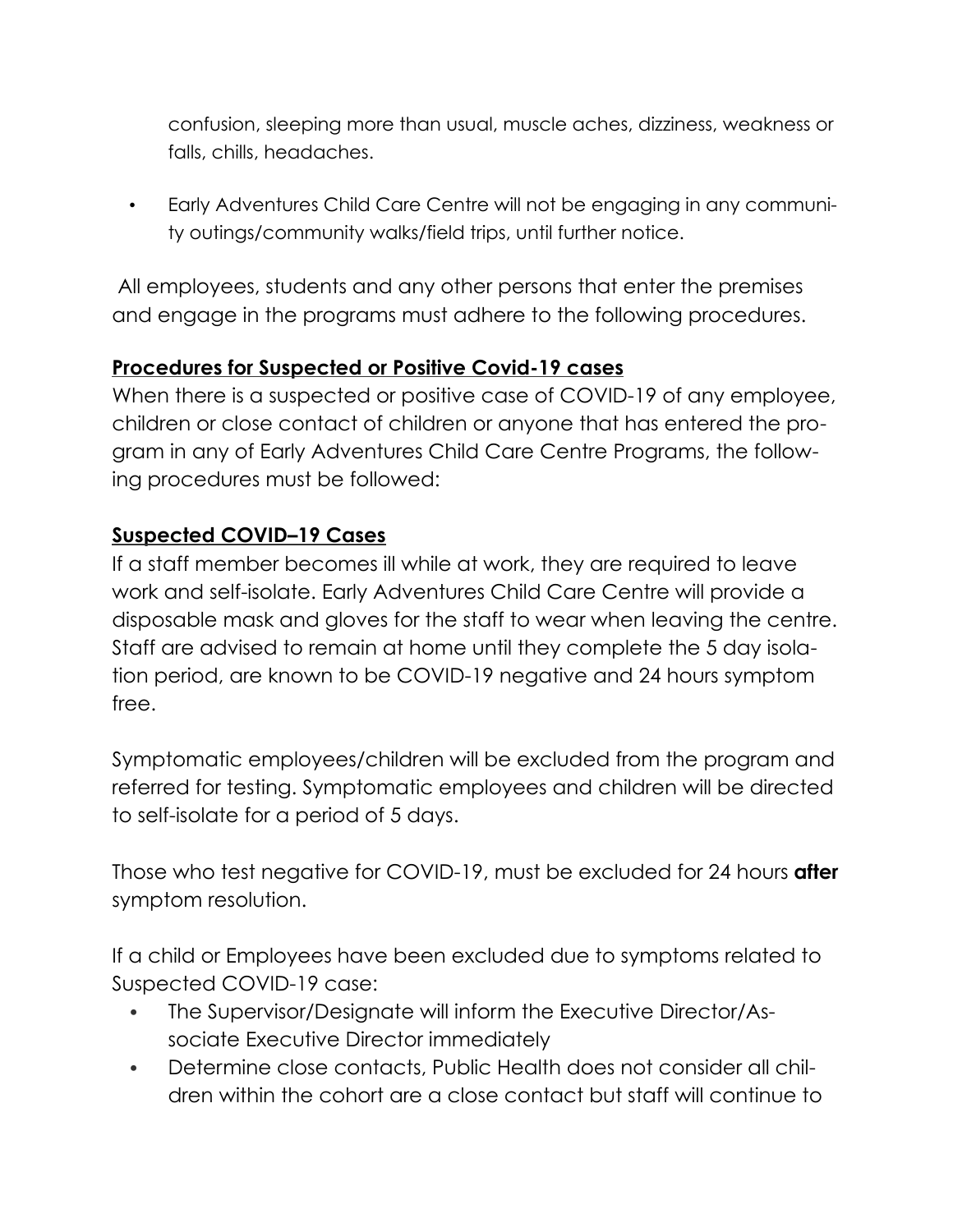confusion, sleeping more than usual, muscle aches, dizziness, weakness or falls, chills, headaches.

- Early Adventures Child Care Centre will not be engaging in any community outings/community walks/field trips, until further notice.

All employees, students and any other persons that enter the premises and engage in the programs must adhere to the following procedures.

**Procedures for Suspected or Positive Covid-19 cases**

When there is a suspected or positive case of COVID-19 of any employee, children or close contact of children or anyone that has entered the program in any of Early Adventures Child Care Centre Programs, the following procedures must be followed:

**Suspected COVID–19 Cases**

If a staff member becomes ill while at work, they are required to leave work and self-isolate. Early Adventures Child Care Centre will provide a disposable mask and gloves for the staff to wear when leaving the centre. Staff are advised to remain at home until they complete the 5 day isolation period, are known to be COVID-19 negative and 24 hours symptom free.

Symptomatic employees/children will be excluded from the program and referred for testing. Symptomatic employees and children will be directed to self-isolate for a period of 5 days.

Those who test negative for COVID-19, must be excluded for 24 hours **after** symptom resolution.

If a child or Employees have been excluded due to symptoms related to Suspected COVID-19 case:

- The Supervisor/Designate will inform the Executive Director/Associate Executive Director immediately
- Determine close contacts, Public Health does not consider all children within the cohort are a close contact but staff will continue to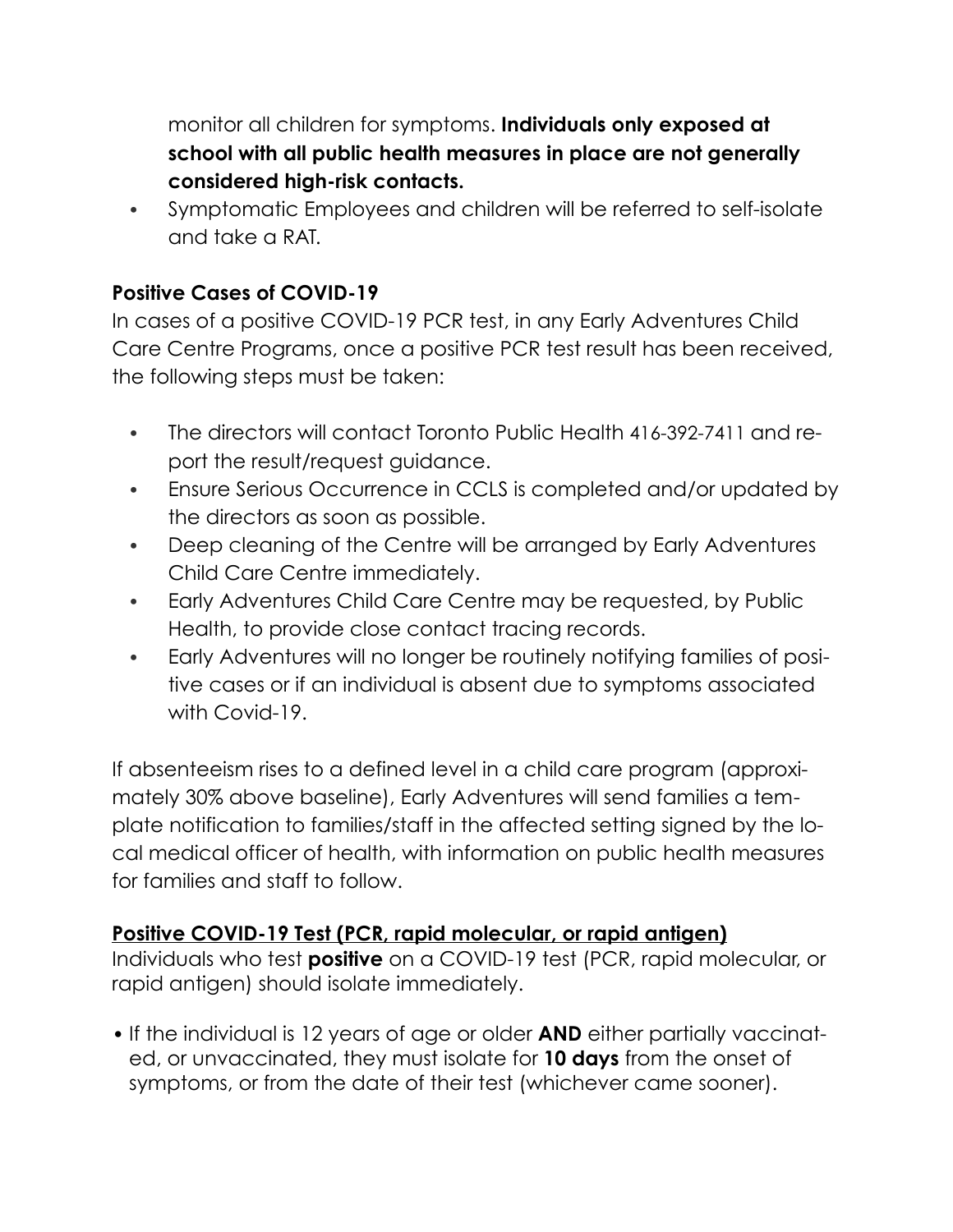monitor all children for symptoms. **Individuals only exposed at school with all public health measures in place are not generally considered high-risk contacts.**

- Symptomatic Employees and children will be referred to self-isolate and take a RAT.

**Positive Cases of COVID-19**

In cases of a positive COVID-19 PCR test, in any Early Adventures Child Care Centre Programs, once a positive PCR test result has been received, the following steps must be taken:

- The directors will contact Toronto Public Health 416-392-7411 and report the result/request guidance.
- Ensure Serious Occurrence in CCLS is completed and/or updated by the directors as soon as possible.
- Deep cleaning of the Centre will be arranged by Early Adventures Child Care Centre immediately.
- Early Adventures Child Care Centre may be requested, by Public Health, to provide close contact tracing records.
- Early Adventures will no longer be routinely notifying families of positive cases or if an individual is absent due to symptoms associated with Covid-19.

If absenteeism rises to a defined level in a child care program (approximately 30% above baseline), Early Adventures will send families a template notification to families/staff in the affected setting signed by the local medical officer of health, with information on public health measures for families and staff to follow.

**Positive COVID-19 Test (PCR, rapid molecular, or rapid antigen)**

Individuals who test **positive** on a COVID-19 test (PCR, rapid molecular, or rapid antigen) should isolate immediately.

- If the individual is 12 years of age or older **AND** either partially vaccinated, or unvaccinated, they must isolate for **10 days** from the onset of symptoms, or from the date of their test (whichever came sooner).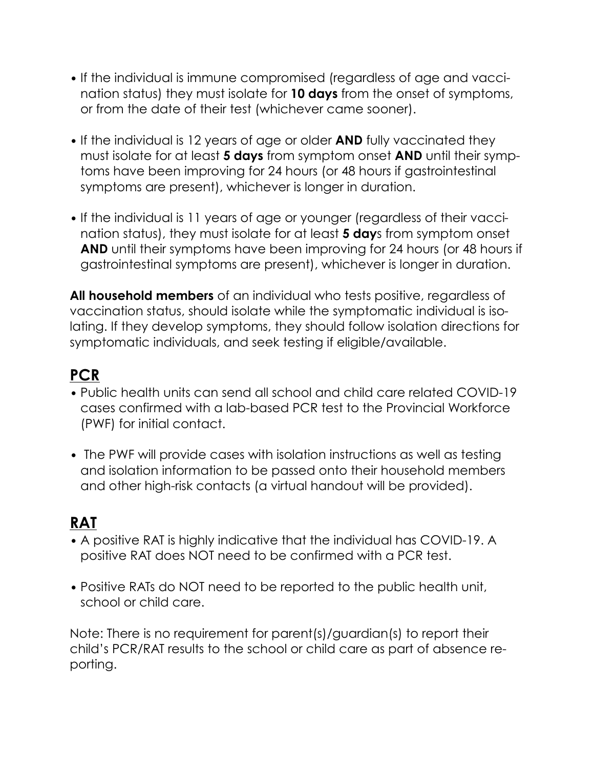- If the individual is immune compromised (regardless of age and vaccination status) they must isolate for **10 days** from the onset of symptoms, or from the date of their test (whichever came sooner).

- If the individual is 12 years of age or older **AND** fully vaccinated they must isolate for at least **5 days** from symptom onset **AND** until their symptoms have been improving for 24 hours (or 48 hours if gastrointestinal symptoms are present), whichever is longer in duration.

- If the individual is 11 years of age or younger (regardless of their vaccination status), they must isolate for at least **5 day**s from symptom onset **AND** until their symptoms have been improving for 24 hours (or 48 hours if gastrointestinal symptoms are present), whichever is longer in duration.

**All household members** of an individual who tests positive, regardless of vaccination status, should isolate while the symptomatic individual is isolating. If they develop symptoms, they should follow isolation directions for symptomatic individuals, and seek testing if eligible/available.

## PCR

- Public health units can send all school and child care related COVID-19 cases confirmed with a lab-based PCR test to the Provincial Workforce (PWF) for initial contact.

- The PWF will provide cases with isolation instructions as well as testing and isolation information to be passed onto their household members and other high-risk contacts (a virtual handout will be provided).

## RAT

- A positive RAT is highly indicative that the individual has COVID-19. A positive RAT does NOT need to be confirmed with a PCR test.

- Positive RATs do NOT need to be reported to the public health unit, school or child care.

Note: There is no requirement for parent(s)/guardian(s) to report their child's PCR/RAT results to the school or child care as part of absence reporting.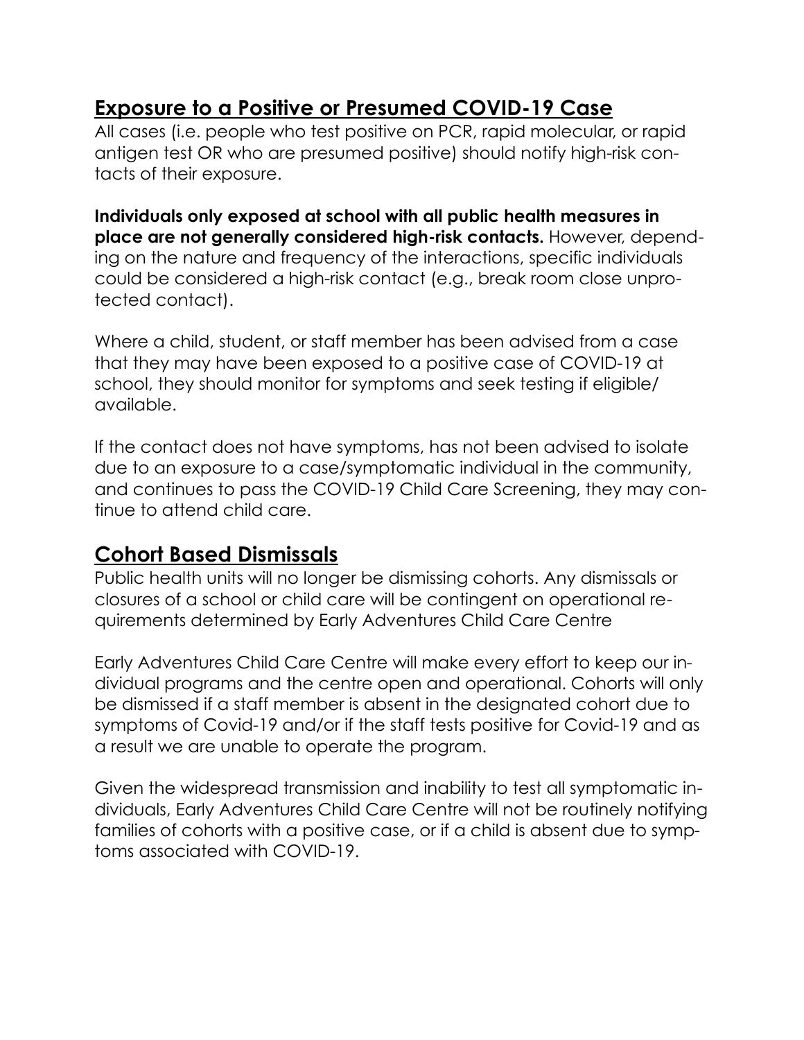## Exposure to a Positive or Presumed COVID-19 Case

All cases (i.e. people who test positive on PCR, rapid molecular, or rapid antigen test OR who are presumed positive) should notify high-risk contacts of their exposure.

**Individuals only exposed at school with all public health measures in place are not generally considered high-risk contacts.** However, depending on the nature and frequency of the interactions, specific individuals could be considered a high-risk contact (e.g., break room close unprotected contact).

Where a child, student, or staff member has been advised from a case that they may have been exposed to a positive case of COVID-19 at school, they should monitor for symptoms and seek testing if eligible/available.

If the contact does not have symptoms, has not been advised to isolate due to an exposure to a case/symptomatic individual in the community, and continues to pass the COVID-19 Child Care Screening, they may continue to attend child care.

## Cohort Based Dismissals

Public health units will no longer be dismissing cohorts. Any dismissals or closures of a school or child care will be contingent on operational requirements determined by Early Adventures Child Care Centre

Early Adventures Child Care Centre will make every effort to keep our individual programs and the centre open and operational. Cohorts will only be dismissed if a staff member is absent in the designated cohort due to symptoms of Covid-19 and/or if the staff tests positive for Covid-19 and as a result we are unable to operate the program.

Given the widespread transmission and inability to test all symptomatic individuals, Early Adventures Child Care Centre will not be routinely notifying families of cohorts with a positive case, or if a child is absent due to symptoms associated with COVID-19.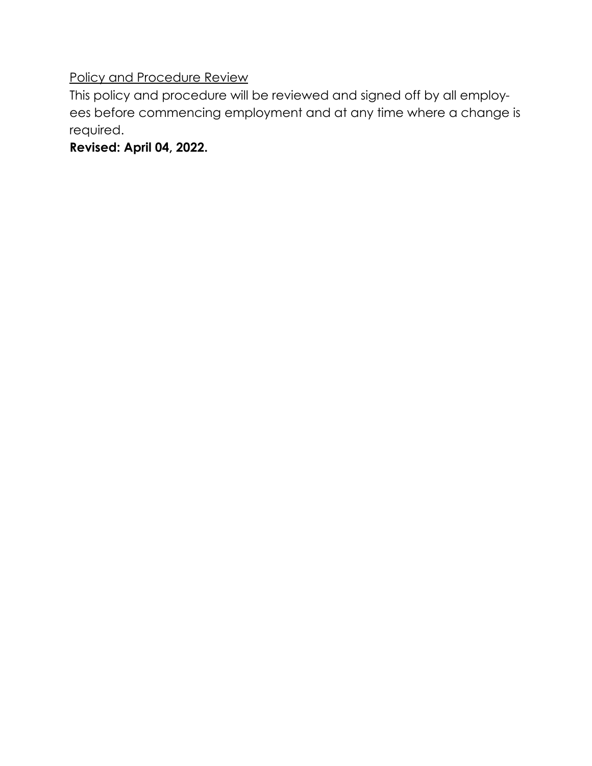<u>Policy and Procedure Review</u>

This policy and procedure will be reviewed and signed off by all employees before commencing employment and at any time where a change is required.

**Revised: April 04, 2022.**